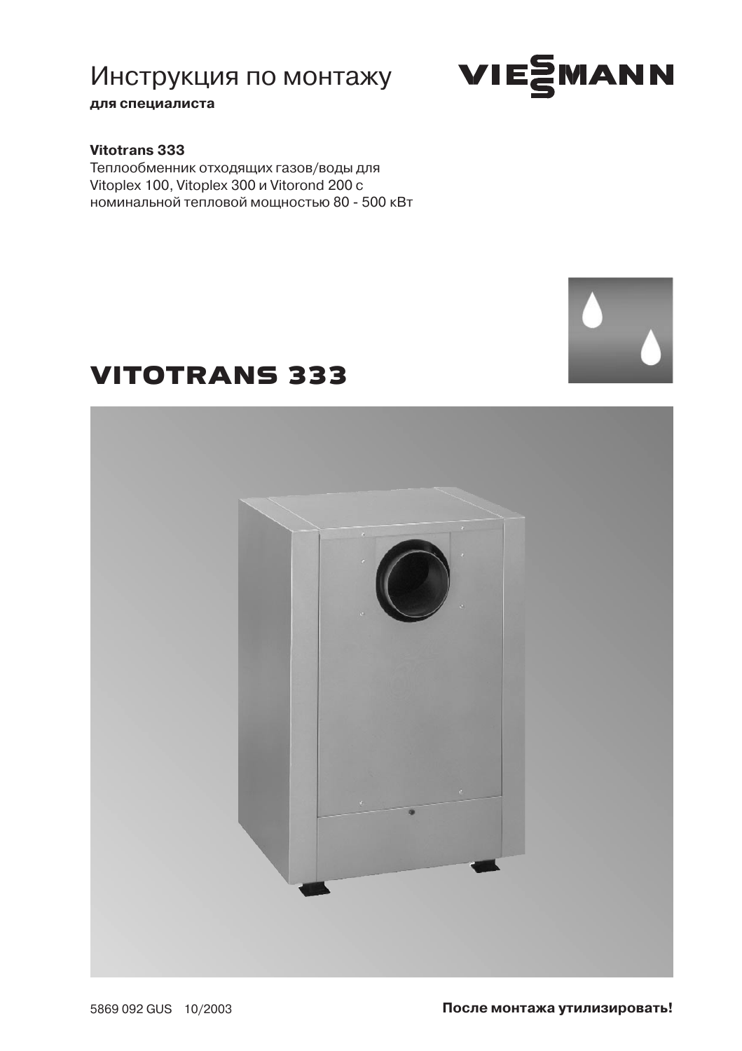# Инструкция по монтажу

**для специалиста**

**Vitotrans 333**

Теплообменник отходящих газов/воды для Vitoplex 100, Vitoplex 300 и Vitorond 200 с номинальной тепловой мощностью 80 - 500 кВт

# VITOTRANS 333

5869 092 GUS 10/2003

**После монтажа утилизировать!**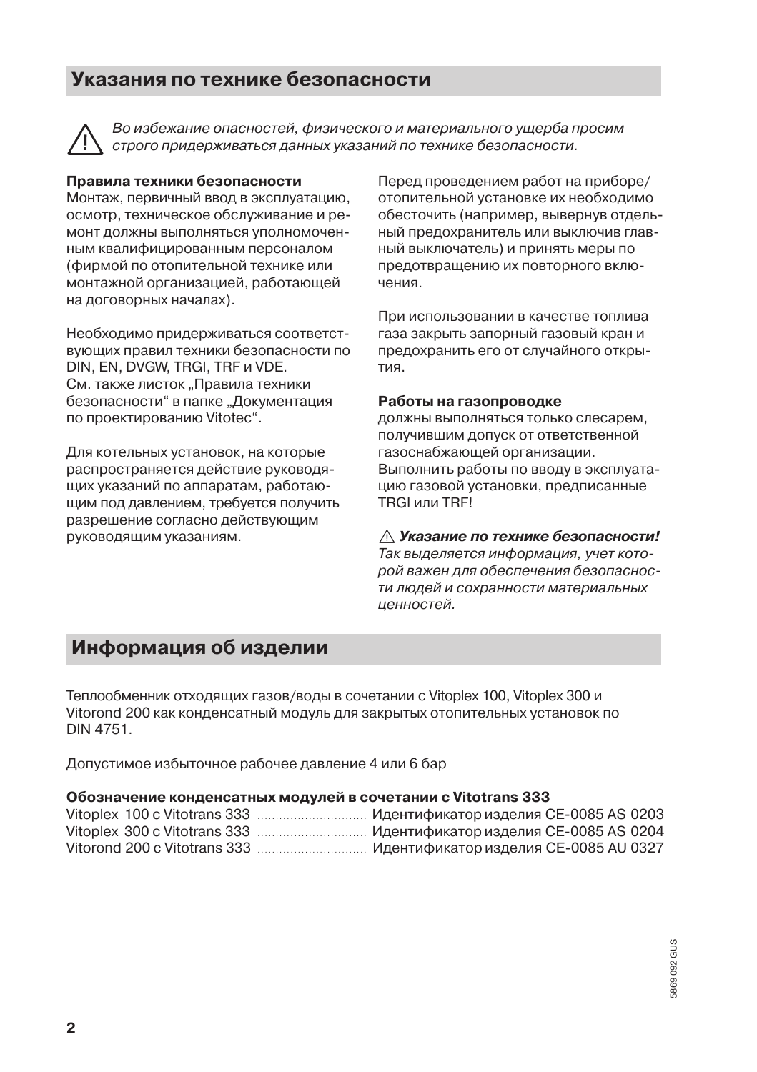## Указания по технике безопасности

⚠ *Во избежание опасностей, физического и материального ущерба просим строго придерживаться данных указаний по технике безопасности.*

**Правила техники безопасности**
Монтаж, первичный ввод в эксплуатацию, осмотр, техническое обслуживание и ремонт должны выполняться уполномоченным квалифицированным персоналом (фирмой по отопительной технике или монтажной организацией, работающей на договорных началах).

Необходимо придерживаться соответствующих правил техники безопасности по DIN, EN, DVGW, TRGI, TRF и VDE.
См. также листок „Правила техники безопасности" в папке „Документация по проектированию Vitotec".

Для котельных установок, на которые распространяется действие руководящих указаний по аппаратам, работающим под давлением, требуется получить разрешение согласно действующим руководящим указаниям.

Перед проведением работ на приборе/отопительной установке их необходимо обесточить (например, вывернув отдельный предохранитель или выключив главный выключатель) и принять меры по предотвращению их повторного включения.

При использовании в качестве топлива газа закрыть запорный газовый кран и предохранить его от случайного открытия.

**Работы на газопроводке**
должны выполняться только слесарем, получившим допуск от ответственной газоснабжающей организации.
Выполнить работы по вводу в эксплуатацию газовой установки, предписанные TRGI или TRF!

⚠ ***Указание по технике безопасности!***
*Так выделяется информация, учет которой важен для обеспечения безопасности людей и сохранности материальных ценностей.*

## Информация об изделии

Теплообменник отходящих газов/воды в сочетании с Vitoplex 100, Vitoplex 300 и Vitorond 200 как конденсатный модуль для закрытых отопительных установок по DIN 4751.

Допустимое избыточное рабочее давление 4 или 6 бар

**Обозначение конденсатных модулей в сочетании с Vitotrans 333**

Vitoplex 100 с Vitotrans 333 ............ Идентификатор изделия CE-0085 AS 0203
Vitoplex 300 с Vitotrans 333 ............ Идентификатор изделия CE-0085 AS 0204
Vitorond 200 с Vitotrans 333 ............ Идентификатор изделия CE-0085 AU 0327

5869 092 GUS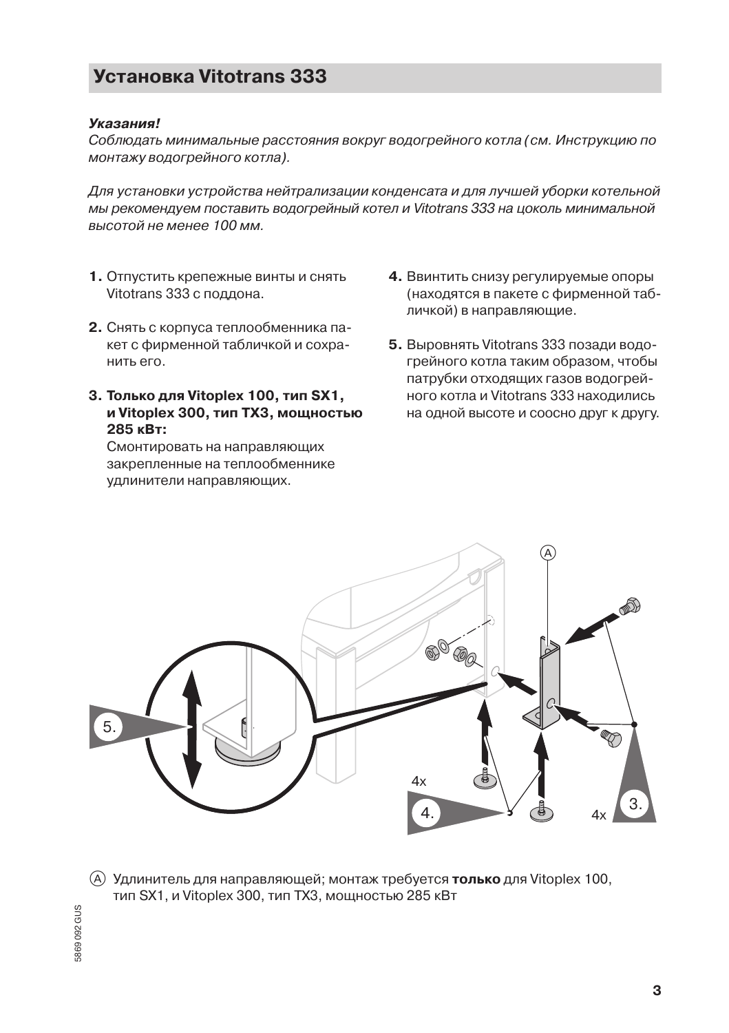## Установка Vitotrans 333

***Указания!***
*Соблюдать минимальные расстояния вокруг водогрейного котла (см. Инструкцию по монтажу водогрейного котла).*

*Для установки устройства нейтрализации конденсата и для лучшей уборки котельной мы рекомендуем поставить водогрейный котел и Vitotrans 333 на цоколь минимальной высотой не менее 100 мм.*

1. Отпустить крепежные винты и снять Vitotrans 333 с поддона.
2. Снять с корпуса теплообменника пакет с фирменной табличкой и сохранить его.
3. **Только для Vitoplex 100, тип SX1, и Vitoplex 300, тип TX3, мощностью 285 кВт:**
   Смонтировать на направляющих закрепленные на теплообменнике удлинители направляющих.
4. Ввинтить снизу регулируемые опоры (находятся в пакете с фирменной табличкой) в направляющие.
5. Выровнять Vitotrans 333 позади водогрейного котла таким образом, чтобы патрубки отходящих газов водогрейного котла и Vitotrans 333 находились на одной высоте и соосно друг к другу.

Ⓐ Удлинитель для направляющей; монтаж требуется **только** для Vitoplex 100, тип SX1, и Vitoplex 300, тип TX3, мощностью 285 кВт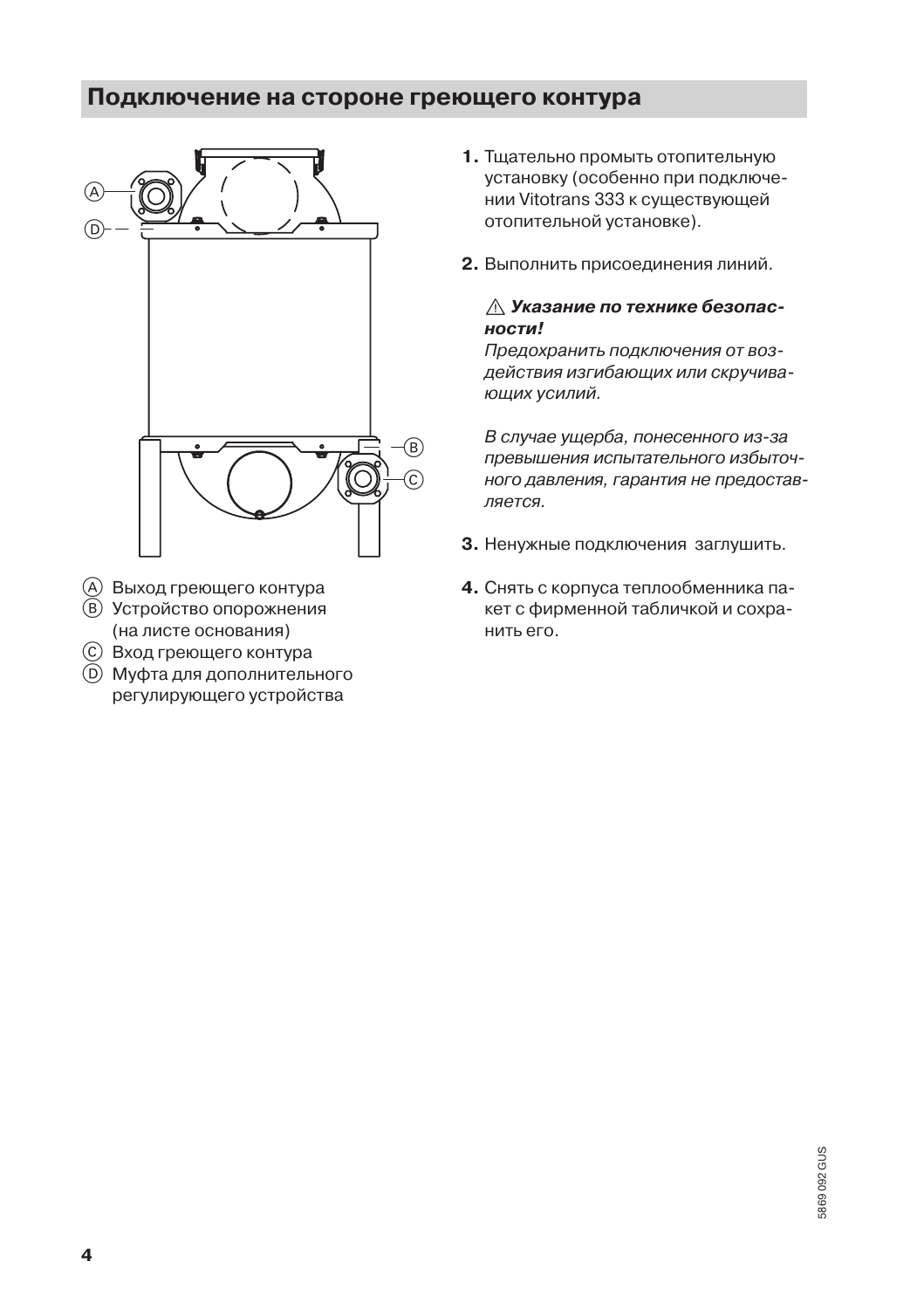## Подключение на стороне греющего контура

Ⓐ Выход греющего контура
Ⓑ Устройство опорожнения (на листе основания)
Ⓒ Вход греющего контура
Ⓓ Муфта для дополнительного регулирующего устройства

1. Тщательно промыть отопительную установку (особенно при подключении Vitotrans 333 к существующей отопительной установке).

2. Выполнить присоединения линий.

   ⚠ ***Указание по технике безопасности!***
   *Предохранить подключения от воздействия изгибающих или скручивающих усилий.*

   *В случае ущерба, понесенного из-за превышения испытательного избыточного давления, гарантия не предоставляется.*

3. Ненужные подключения заглушить.

4. Снять с корпуса теплообменника пакет с фирменной табличкой и сохранить его.

5869 092 GUS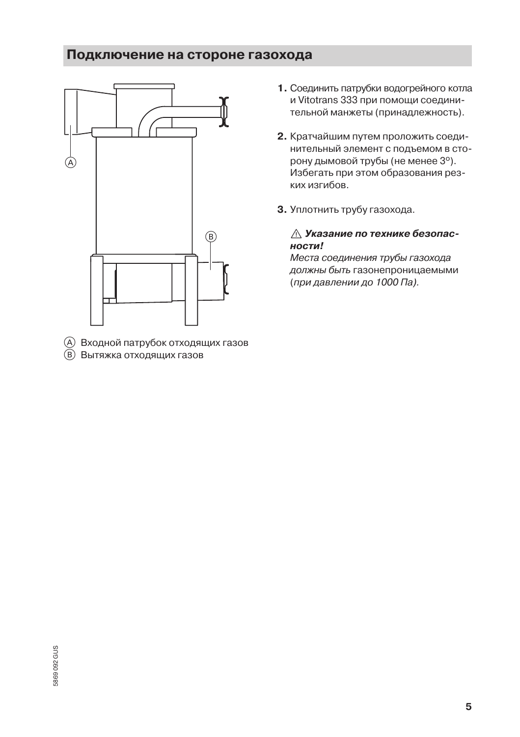## Подключение на стороне газохода

Ⓐ Входной патрубок отходящих газов
Ⓑ Вытяжка отходящих газов

1. Соединить патрубки водогрейного котла и Vitotrans 333 при помощи соединительной манжеты (принадлежность).
2. Кратчайшим путем проложить соединительный элемент с подъемом в сторону дымовой трубы (не менее 3°). Избегать при этом образования резких изгибов.
3. Уплотнить трубу газохода.

⚠ ***Указание по технике безопасности!***
*Места соединения трубы газохода должны быть* газонепроницаемыми (*при давлении до 1000 Па).*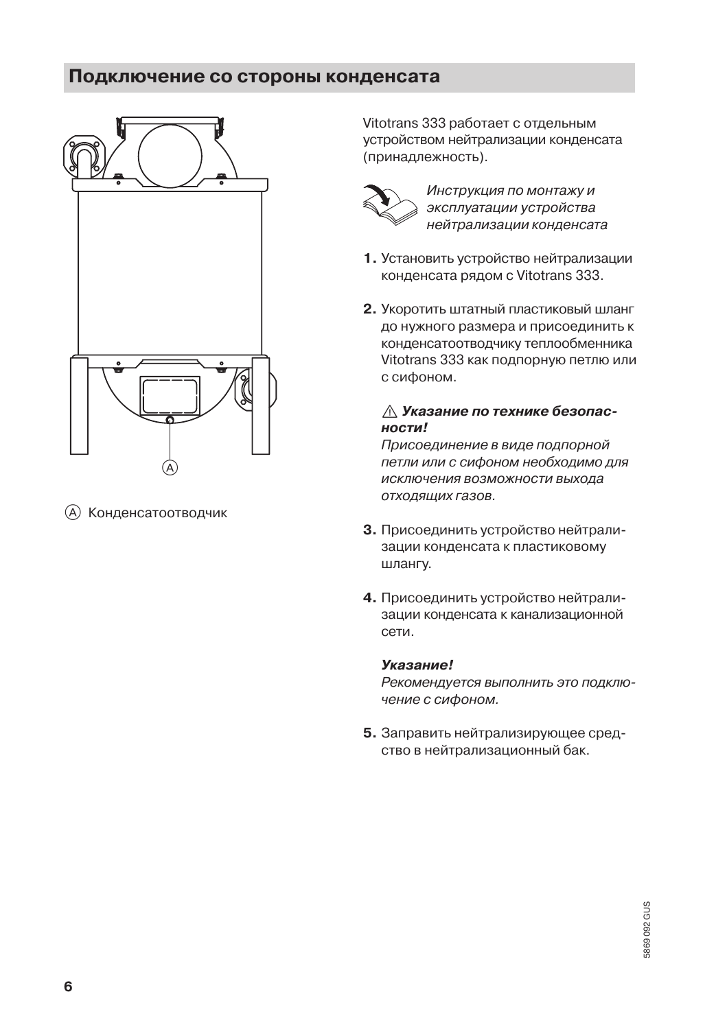## Подключение со стороны конденсата

Ⓐ Конденсатоотводчик

Vitotrans 333 работает с отдельным устройством нейтрализации конденсата (принадлежность).

*Инструкция по монтажу и эксплуатации устройства нейтрализации конденсата*

1. Установить устройство нейтрализации конденсата рядом с Vitotrans 333.

2. Укоротить штатный пластиковый шланг до нужного размера и присоединить к конденсатоотводчику теплообменника Vitotrans 333 как подпорную петлю или с сифоном.

   ⚠ ***Указание по технике безопасности!***
   *Присоединение в виде подпорной петли или с сифоном необходимо для исключения возможности выхода отходящих газов.*

3. Присоединить устройство нейтрализации конденсата к пластиковому шлангу.

4. Присоединить устройство нейтрализации конденсата к канализационной сети.

   ***Указание!***
   *Рекомендуется выполнить это подключение с сифоном.*

5. Заправить нейтрализующее средство в нейтрализационный бак.

5869 092 GUS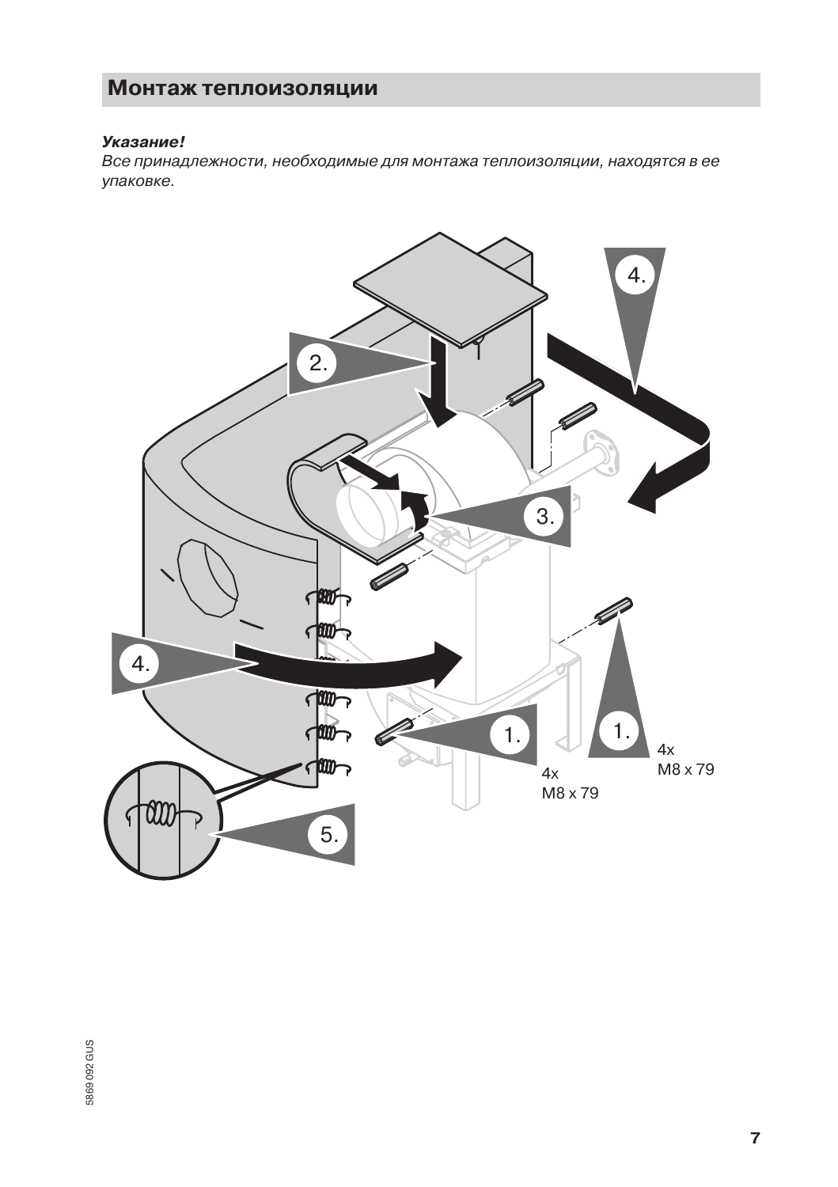## Монтаж теплоизоляции

***Указание!***
*Все принадлежности, необходимые для монтажа теплоизоляции, находятся в ее упаковке.*

1.

4x
M8 x 79

1.

4x
M8 x 79

2.

3.

4.

4.

5.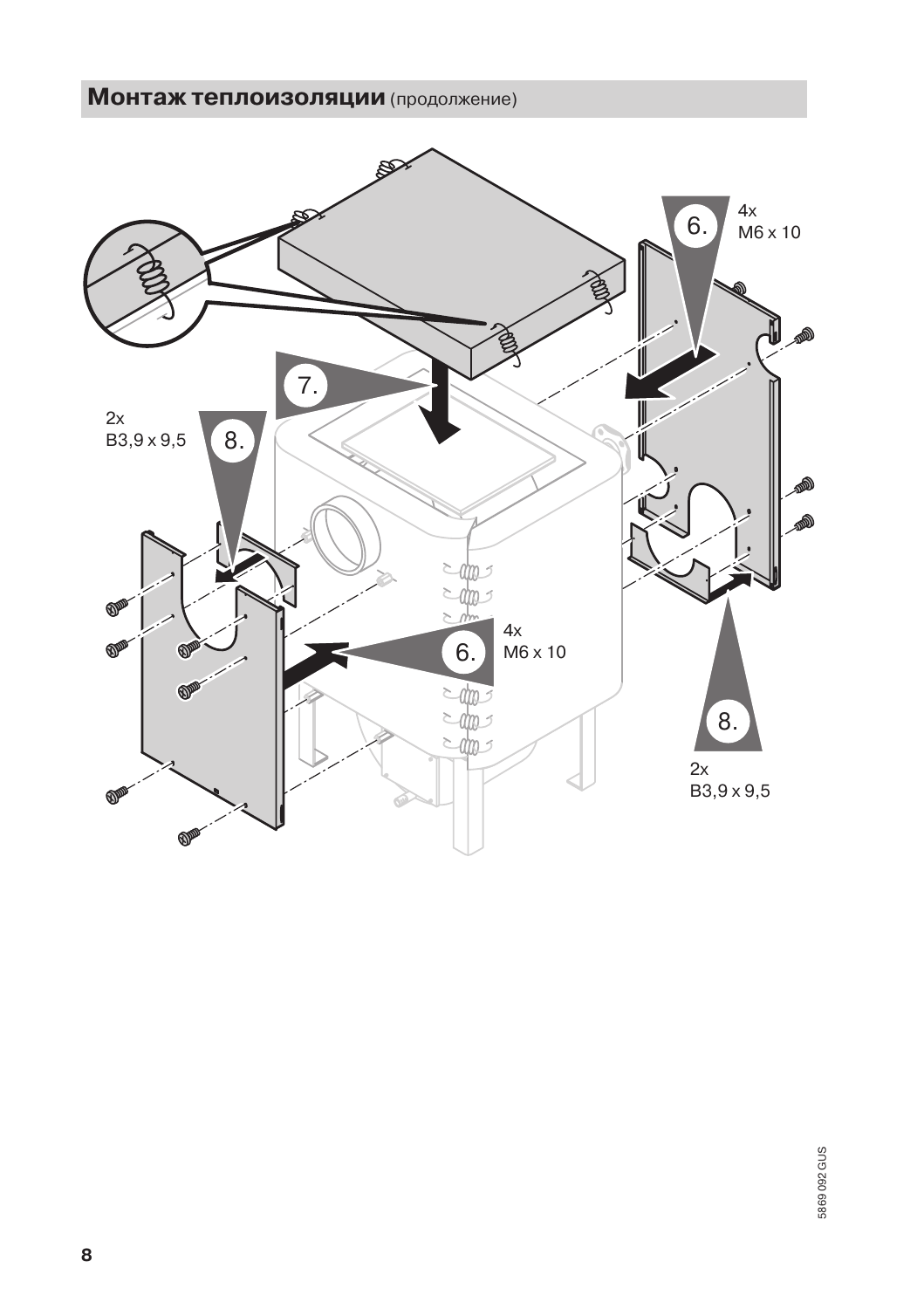## **Монтаж теплоизоляции** (продолжение)

6. 4x M6 x 10

7.

2x B3,9 x 9,5

8.

4x M6 x 10

6.

8.

2x B3,9 x 9,5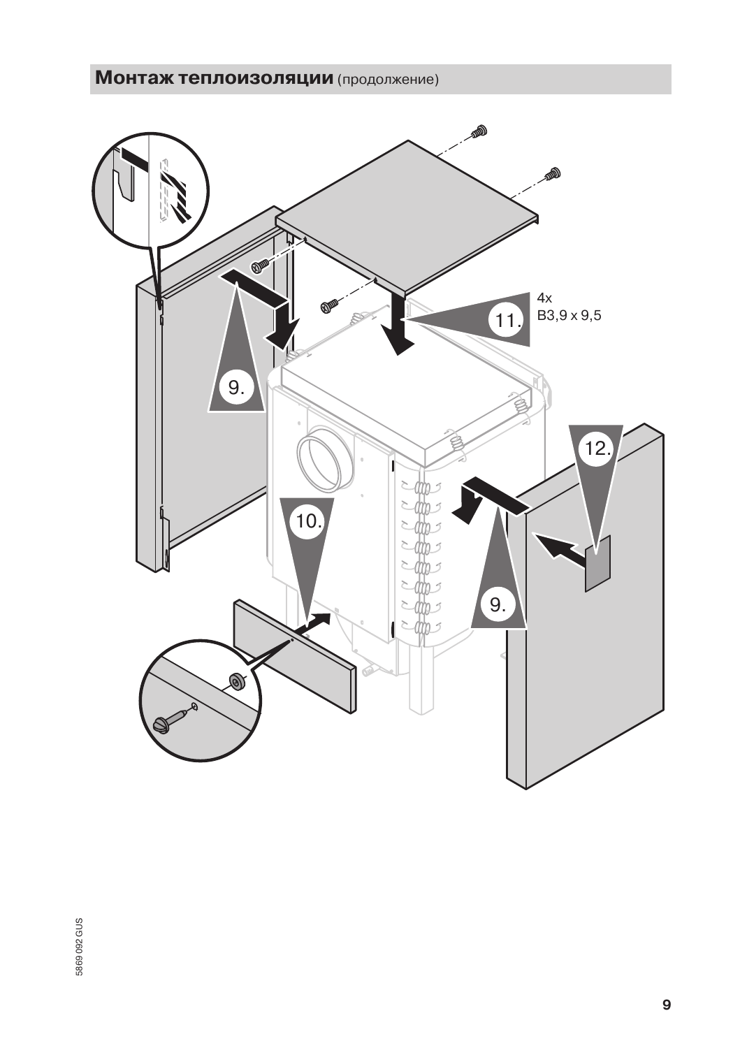## **Монтаж теплоизоляции** (продолжение)

4x
B3,9 x 9,5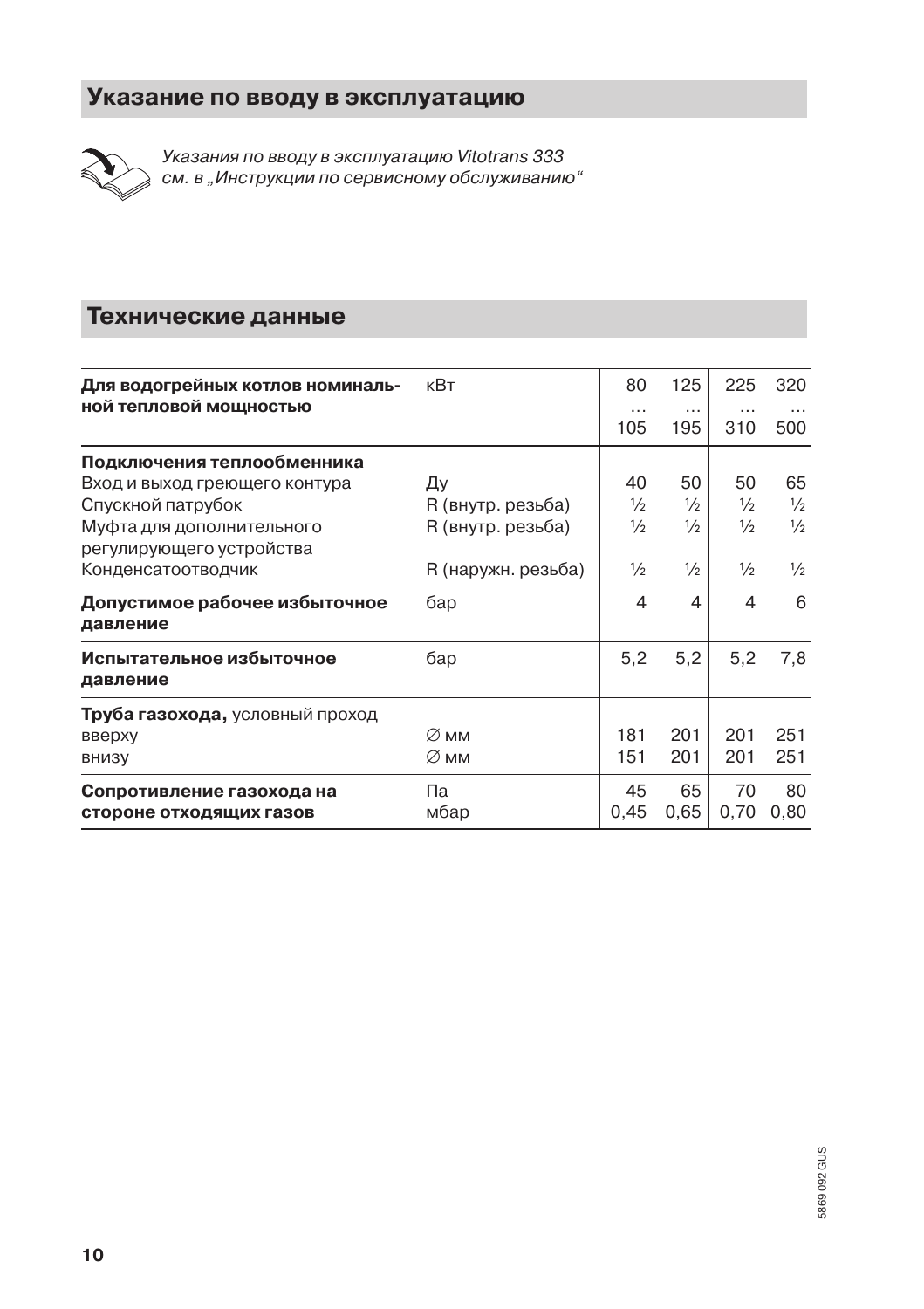## Указание по вводу в эксплуатацию

*Указания по вводу в эксплуатацию Vitotrans 333 см. в „Инструкции по сервисному обслуживанию“*

## Технические данные

| **Для водогрейных котлов номинальной тепловой мощностью** | кВт | 80 … 105 | 125 … 195 | 225 … 310 | 320 … 500 |
|---|---|---|---|---|---|
| **Подключения теплообменника** | | | | | |
| Вход и выход греющего контура | Ду | 40 | 50 | 50 | 65 |
| Спускной патрубок | R (внутр. резьба) | ½ | ½ | ½ | ½ |
| Муфта для дополнительного регулирующего устройства | R (внутр. резьба) | ½ | ½ | ½ | ½ |
| Конденсатоотводчик | R (наружн. резьба) | ½ | ½ | ½ | ½ |
| **Допустимое рабочее избыточное давление** | бар | 4 | 4 | 4 | 6 |
| **Испытательное избыточное давление** | бар | 5,2 | 5,2 | 5,2 | 7,8 |
| **Труба газохода,** условный проход | | | | | |
| вверху | ∅ мм | 181 | 201 | 201 | 251 |
| внизу | ∅ мм | 151 | 201 | 201 | 251 |
| **Сопротивление газохода на стороне отходящих газов** | Па | 45 | 65 | 70 | 80 |
| | мбар | 0,45 | 0,65 | 0,70 | 0,80 |

5869 092 GUS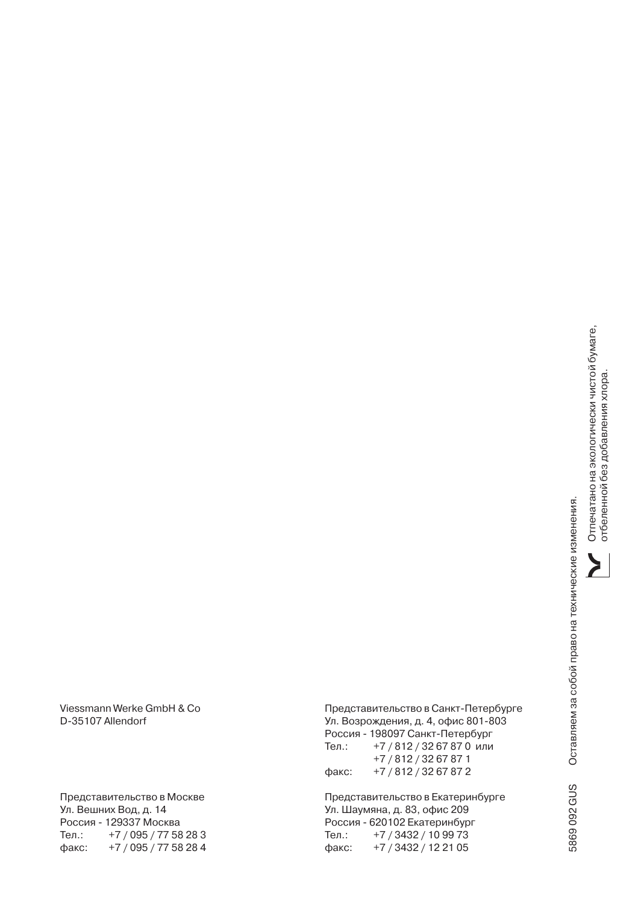Viessmann Werke GmbH & Co
D-35107 Allendorf

Представительство в Москве
Ул. Вешних Вод, д. 14
Россия - 129337 Москва
Тел.: +7 / 095 / 77 58 28 3
факс: +7 / 095 / 77 58 28 4

Представительство в Санкт-Петербурге
Ул. Возрождения, д. 4, офис 801-803
Россия - 198097 Санкт-Петербург
Тел.: +7 / 812 / 32 67 87 0 или
+7 / 812 / 32 67 87 1
факс: +7 / 812 / 32 67 87 2

Представительство в Екатеринбурге
Ул. Шаумяна, д. 83, офис 209
Россия - 620102 Екатеринбург
Тел.: +7 / 3432 / 10 99 73
факс: +7 / 3432 / 12 21 05

5869 092 GUS Оставляем за собой право на технические изменения.

Отпечатано на экологически чистой бумаге, отбеленной без добавления хлора.